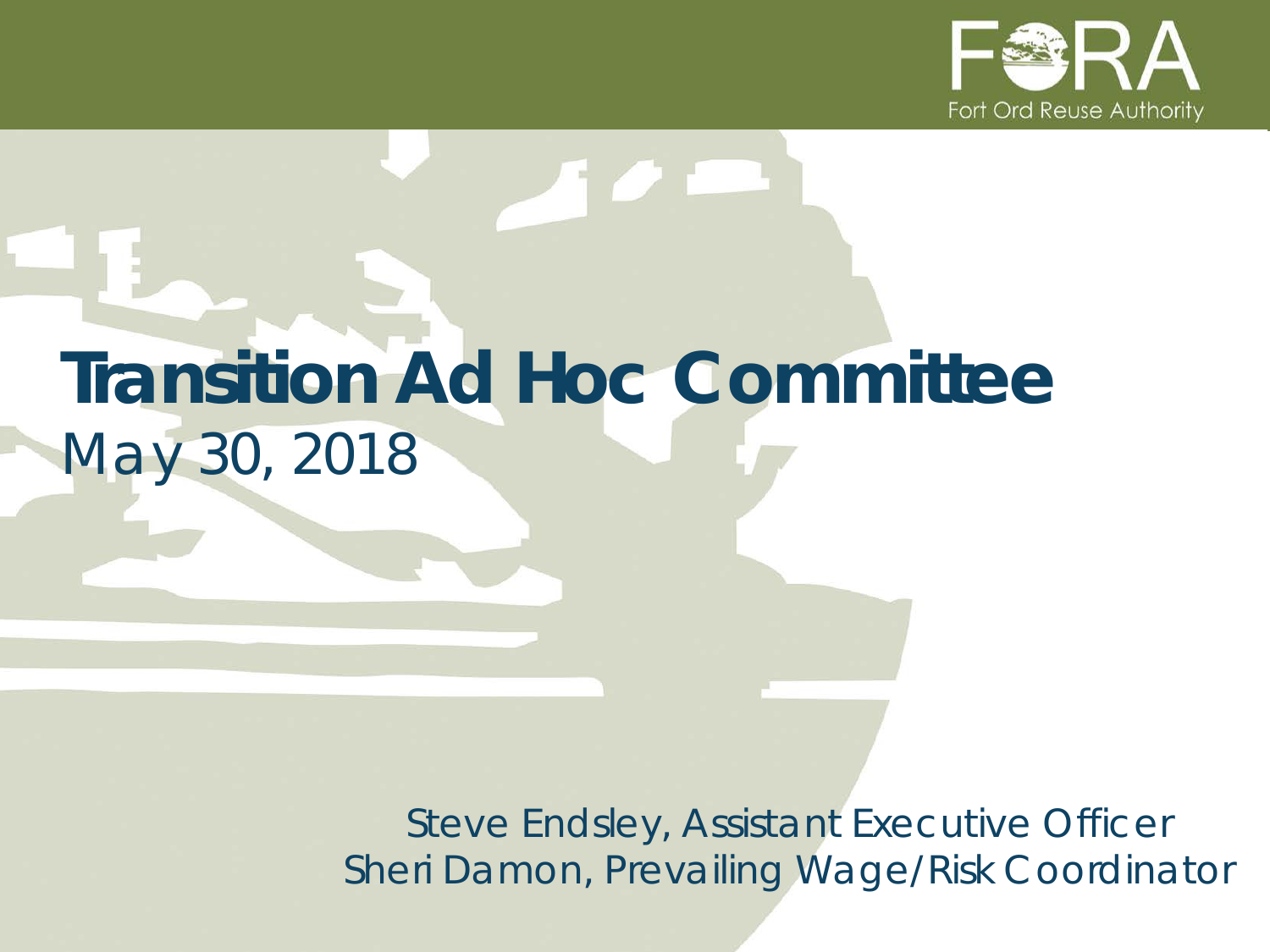Fort Ord Reuse Authority

# Transition Ad Hoc Committee

May 30, 2018

Steve Endsley, Assistant Executive Officer

Sheri Damon, Prevailing Wage/Risk Coordinator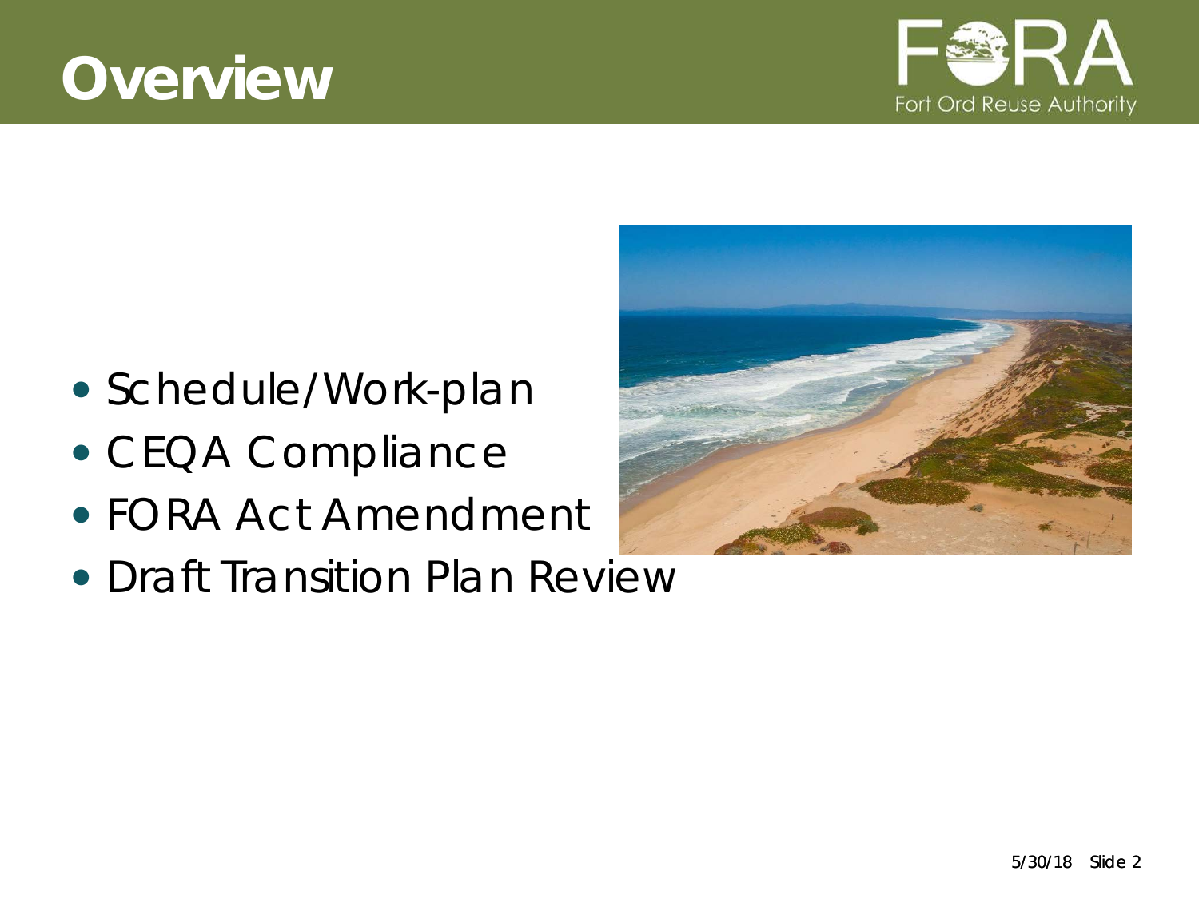# Overview

- Schedule/Work-plan
- CEQA Compliance
- FORA Act Amendment
- Draft Transition Plan Review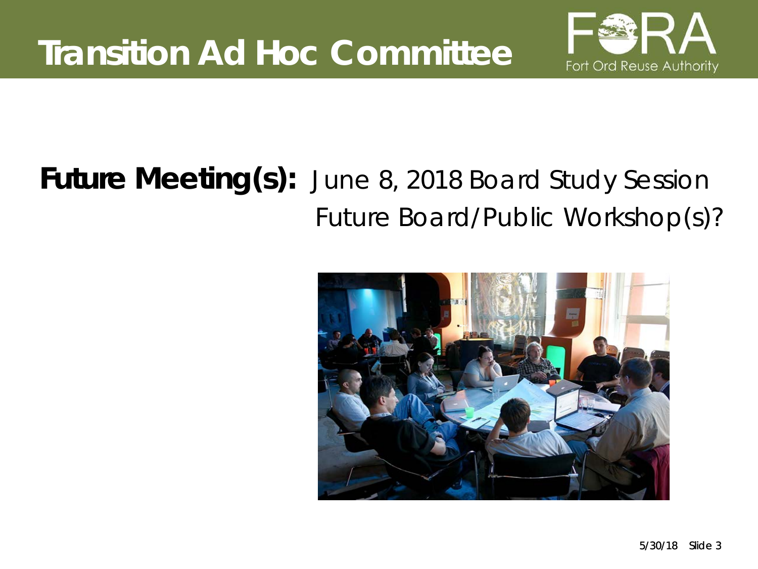# Transition Ad Hoc Committee

**Future Meeting(s):** June 8, 2018 Board Study Session
Future Board/Public Workshop(s)?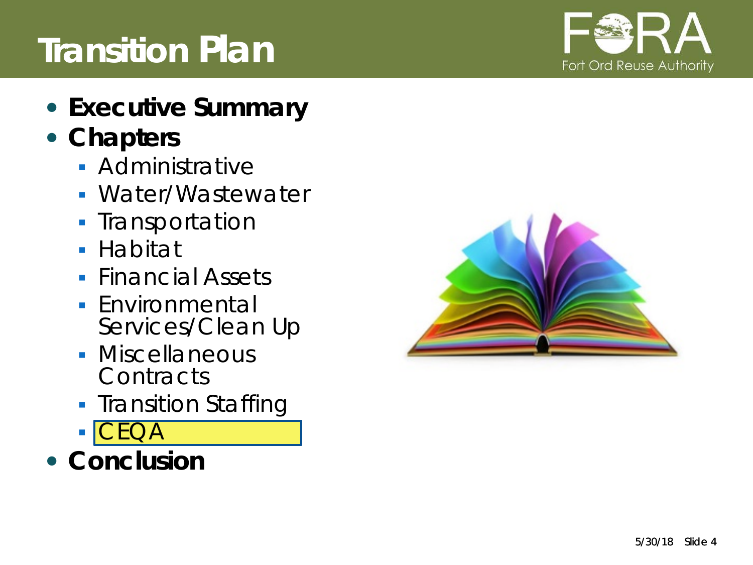# Transition Plan

- **Executive Summary**
- **Chapters**
  - Administrative
  - Water/Wastewater
  - Transportation
  - Habitat
  - Financial Assets
  - Environmental Services/Clean Up
  - Miscellaneous Contracts
  - Transition Staffing
  - CEQA
- **Conclusion**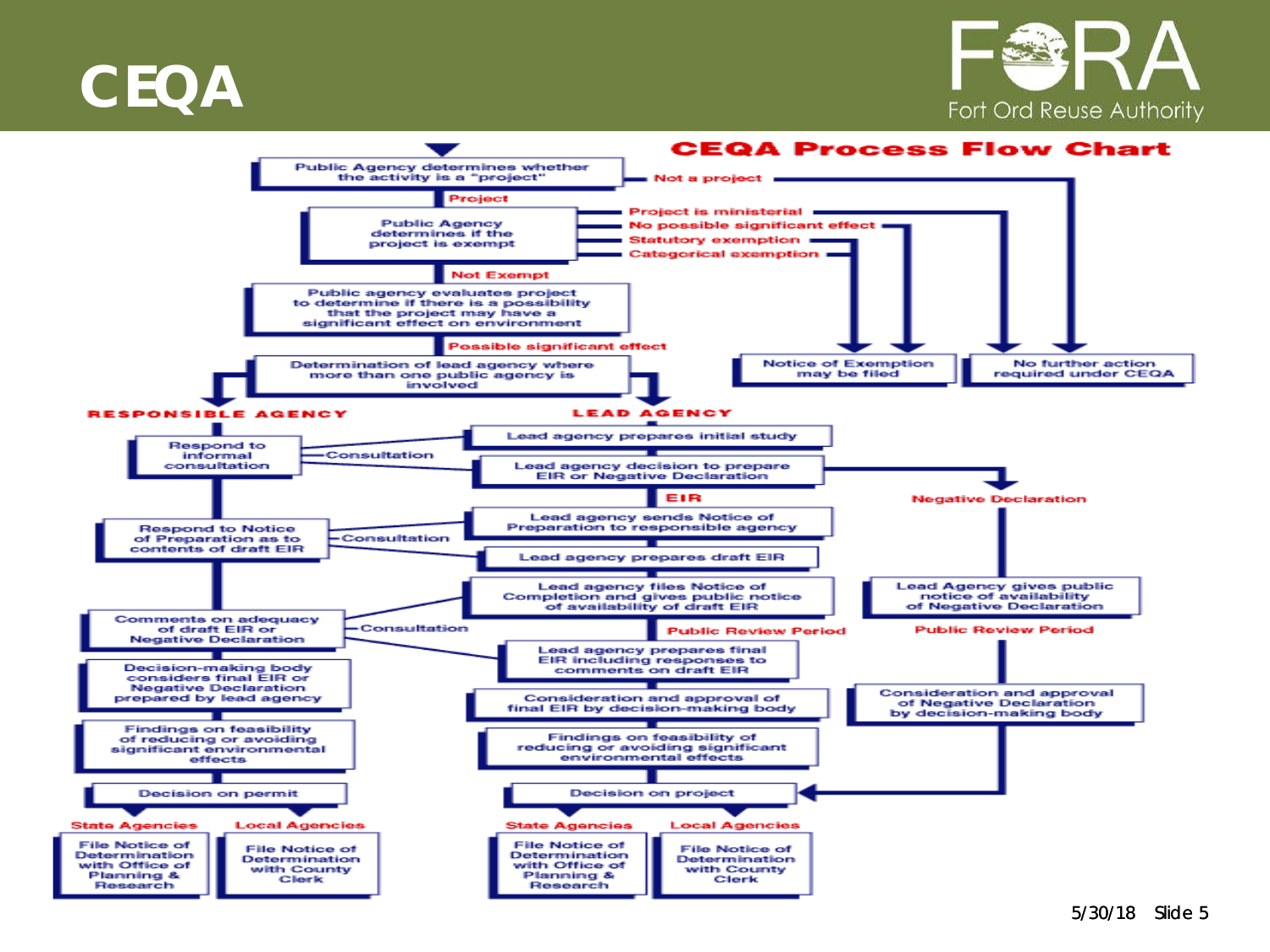# CEQA

Fort Ord Reuse Authority

## CEQA Process Flow Chart

- Public Agency determines whether the activity is a "project"
  - **Not a project** → No further action required under CEQA
  - **Project** → Public Agency determines if the project is exempt
    - **Project is ministerial** → No further action required under CEQA
    - **No possible significant effect** → Notice of Exemption may be filed
    - **Statutory exemption** → Notice of Exemption may be filed
    - **Categorical exemption** → Notice of Exemption may be filed
    - **Not Exempt** → Public agency evaluates project to determine if there is a possibility that the project may have a significant effect on environment
      - **Possible significant effect** → Determination of lead agency where more than one public agency is involved

### RESPONSIBLE AGENCY

1. Respond to informal consultation (Consultation with Lead agency prepares initial study; Lead agency decision to prepare EIR or Negative Declaration)
2. Respond to Notice of Preparation as to contents of draft EIR (Consultation with Lead agency sends Notice of Preparation to responsible agency; Lead agency prepares draft EIR)
3. Comments on adequacy of draft EIR or Negative Declaration (Consultation)
4. Decision-making body considers final EIR or Negative Declaration prepared by lead agency
5. Findings on feasibility of reducing or avoiding significant environmental effects
6. Decision on permit
   - **State Agencies**: File Notice of Determination with Office of Planning & Research
   - **Local Agencies**: File Notice of Determination with County Clerk

### LEAD AGENCY

1. Lead agency prepares initial study
2. Lead agency decision to prepare EIR or Negative Declaration

**EIR**

1. Lead agency sends Notice of Preparation to responsible agency
2. Lead agency prepares draft EIR
3. Lead agency files Notice of Completion and gives public notice of availability of draft EIR
4. **Public Review Period**
5. Lead agency prepares final EIR including responses to comments on draft EIR
6. Consideration and approval of final EIR by decision-making body
7. Findings on feasibility of reducing or avoiding significant environmental effects
8. Decision on project
   - **State Agencies**: File Notice of Determination with Office of Planning & Research
   - **Local Agencies**: File Notice of Determination with County Clerk

**Negative Declaration**

1. Lead Agency gives public notice of availability of Negative Declaration
2. **Public Review Period**
3. Consideration and approval of Negative Declaration by decision-making body
4. → Decision on project

5/30/18 Slide 5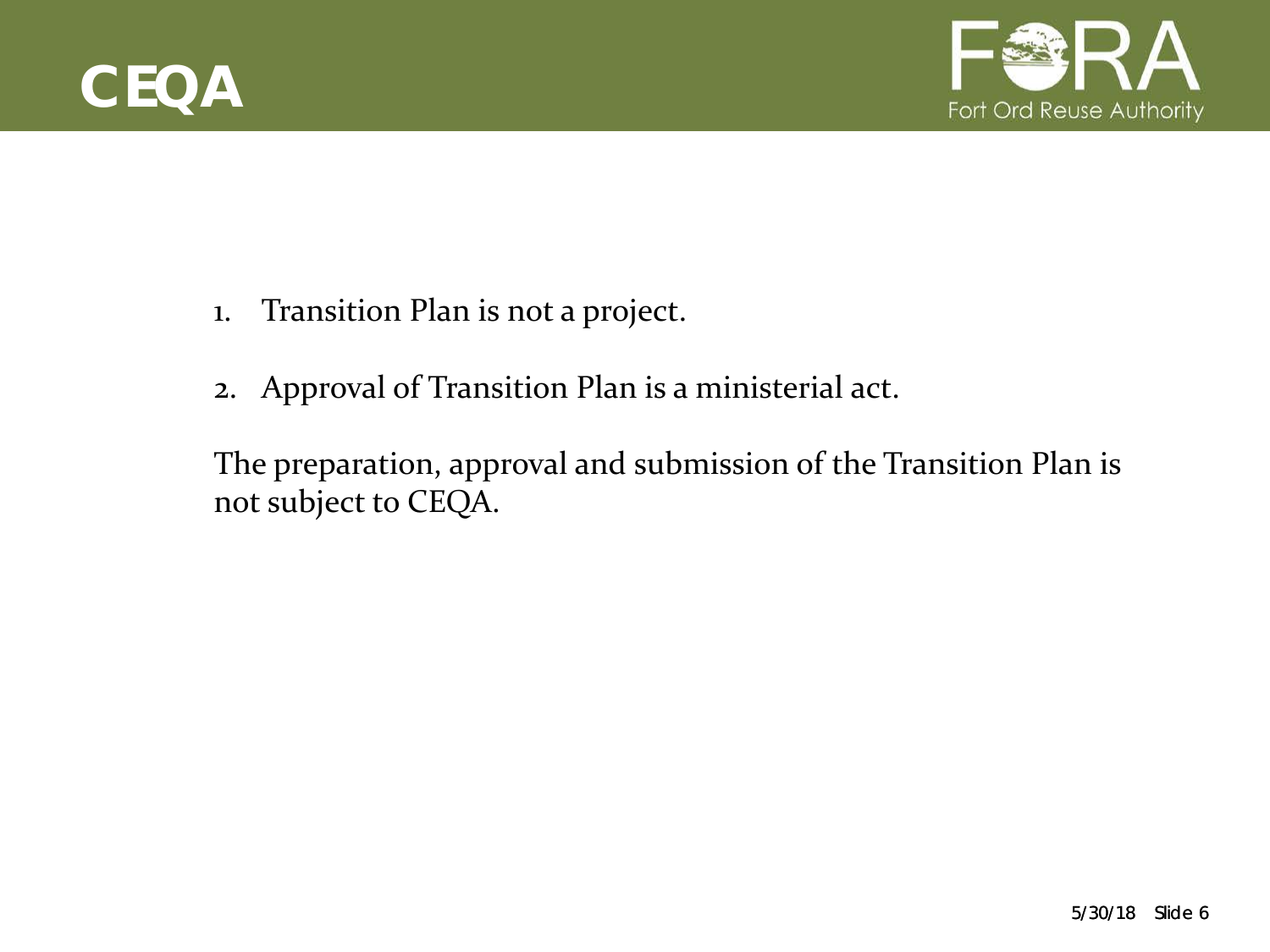# CEQA

1. Transition Plan is not a project.
2. Approval of Transition Plan is a ministerial act.

The preparation, approval and submission of the Transition Plan is not subject to CEQA.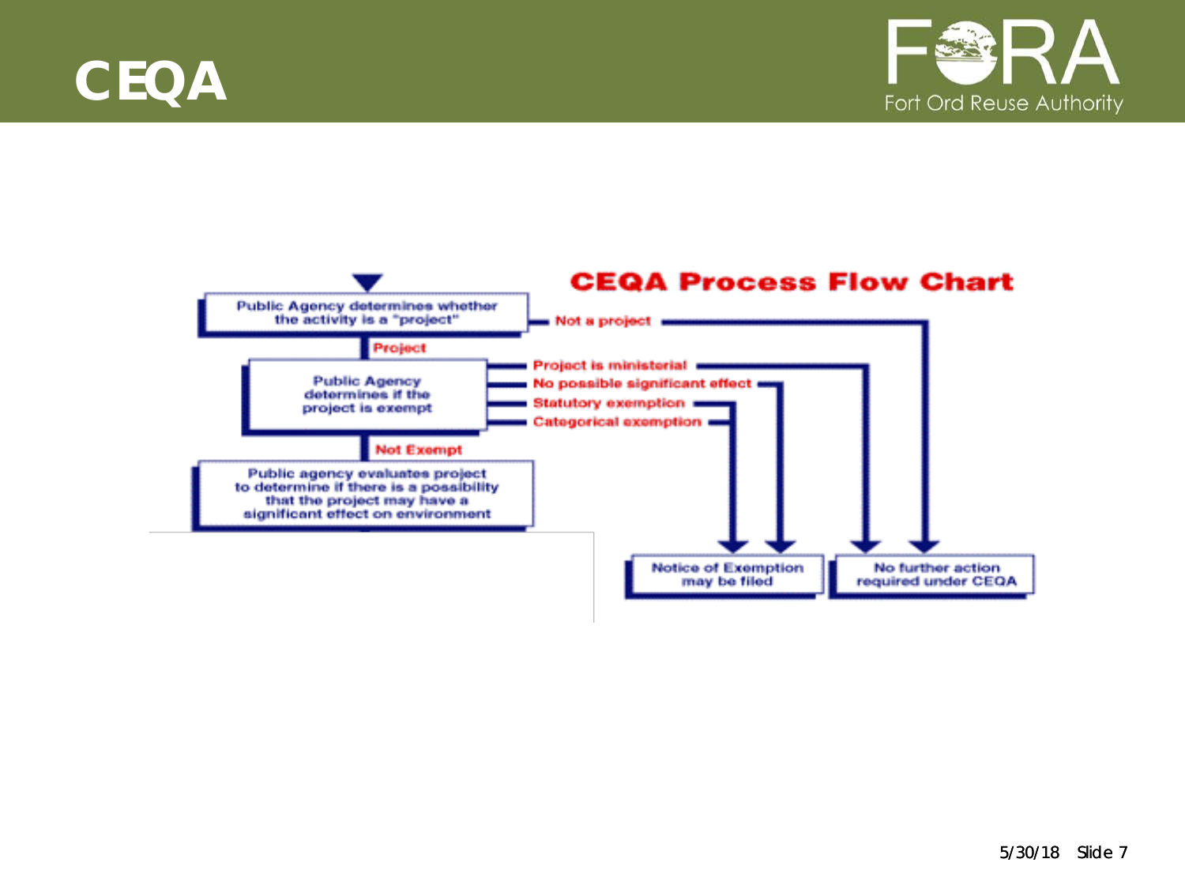# CEQA

## CEQA Process Flow Chart

- **Public Agency determines whether the activity is a "project"**
  - Not a project → No further action required under CEQA
  - Project → **Public Agency determines if the project is exempt**
    - Project is ministerial → No further action required under CEQA
    - No possible significant effect → Notice of Exemption may be filed
    - Statutory exemption → Notice of Exemption may be filed
    - Categorical exemption → Notice of Exemption may be filed
    - Not Exempt → **Public agency evaluates project to determine if there is a possibility that the project may have a significant effect on environment**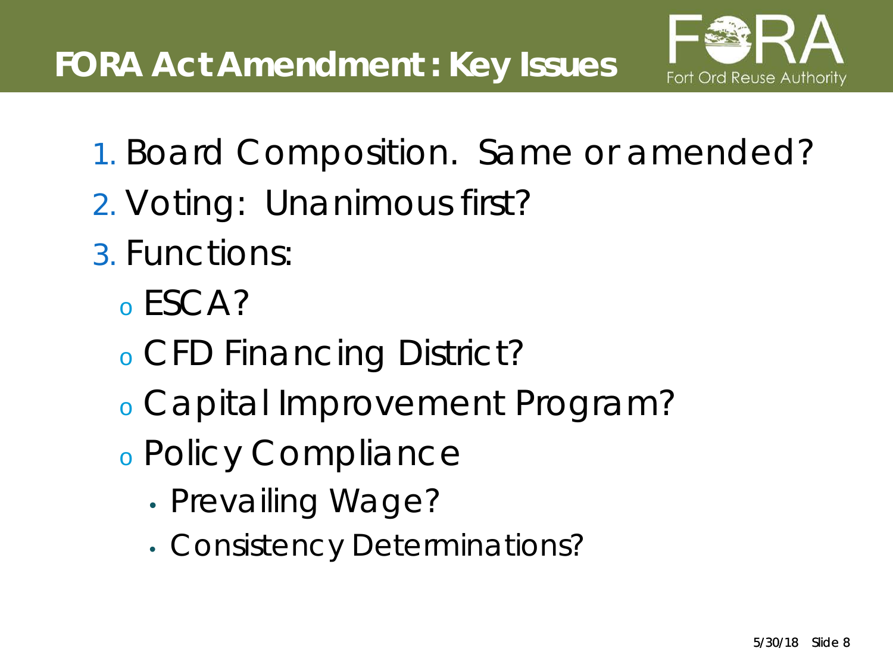# FORA Act Amendment: Key Issues

Fort Ord Reuse Authority

1. Board Composition. Same or amended?
2. Voting: Unanimous first?
3. Functions:
   - ESCA?
   - CFD Financing District?
   - Capital Improvement Program?
   - Policy Compliance
     - Prevailing Wage?
     - Consistency Determinations?

5/30/18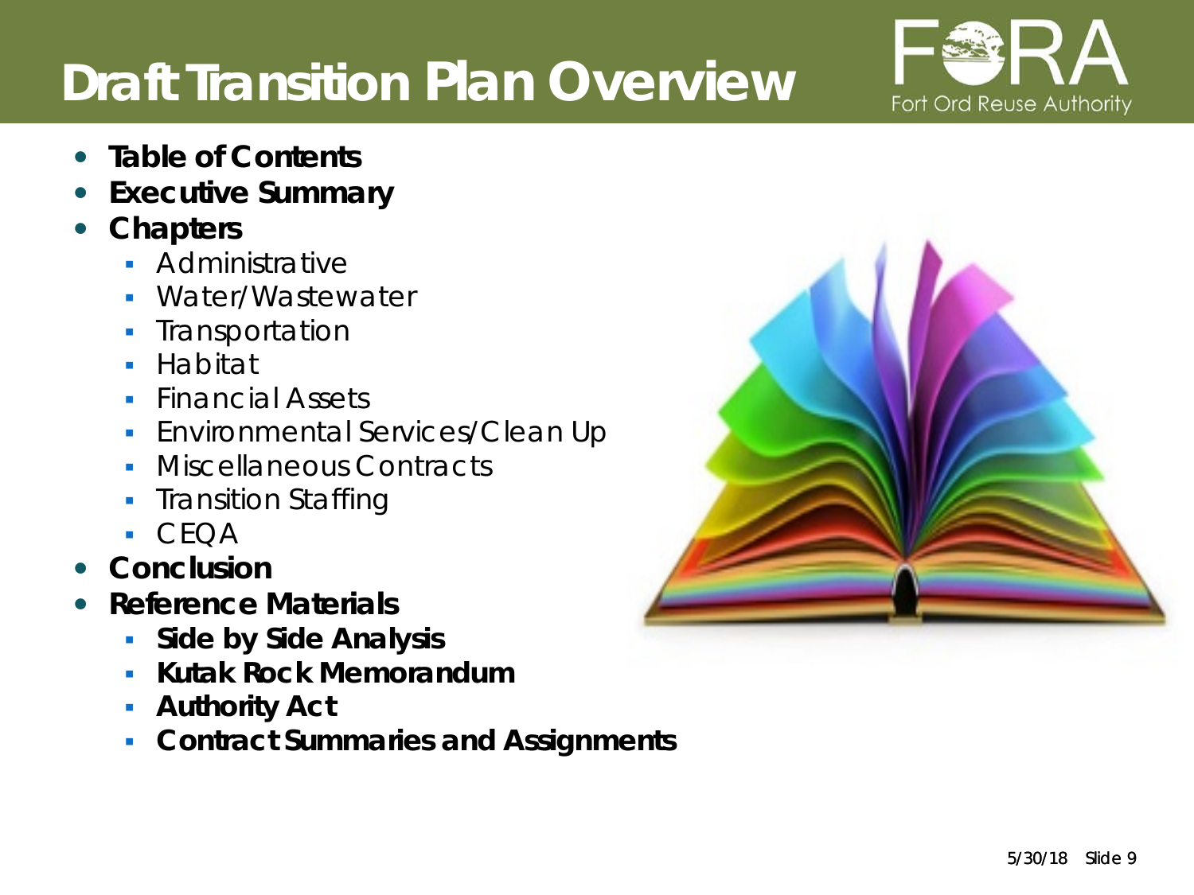# Draft Transition Plan Overview

- **Table of Contents**
- **Executive Summary**
- **Chapters**
  - Administrative
  - Water/Wastewater
  - Transportation
  - Habitat
  - Financial Assets
  - Environmental Services/Clean Up
  - Miscellaneous Contracts
  - Transition Staffing
  - CEQA
- **Conclusion**
- **Reference Materials**
  - **Side by Side Analysis**
  - **Kutak Rock Memorandum**
  - **Authority Act**
  - **Contract Summaries and Assignments**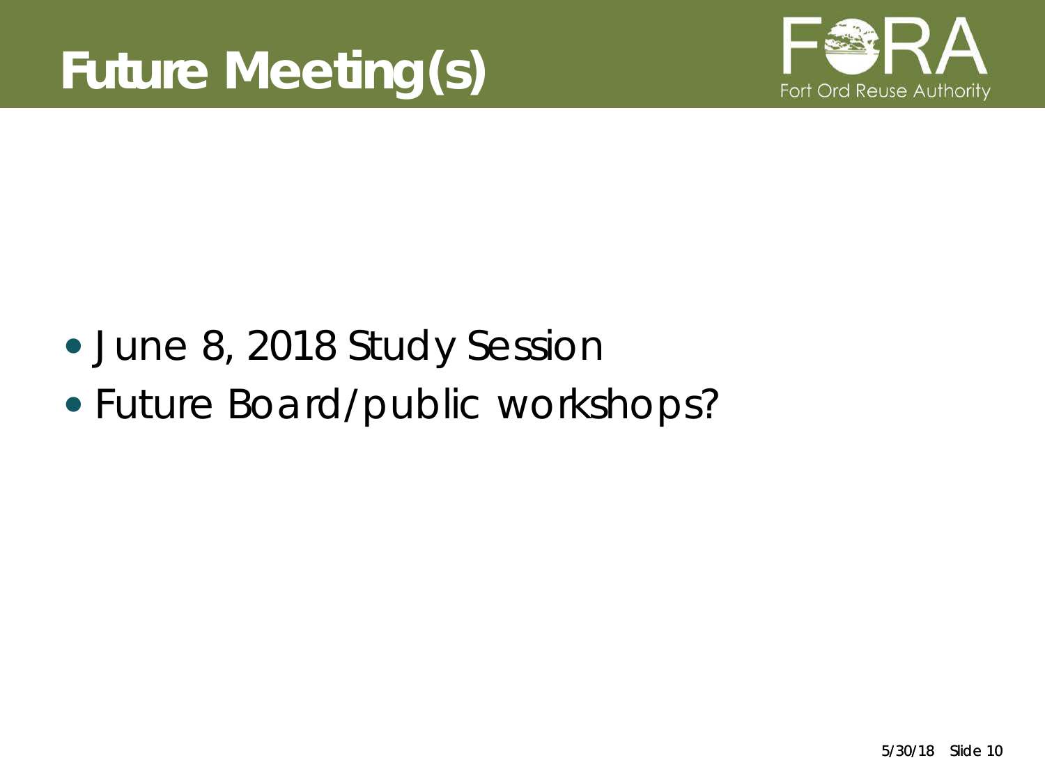# Future Meeting(s)

- June 8, 2018 Study Session
- Future Board/public workshops?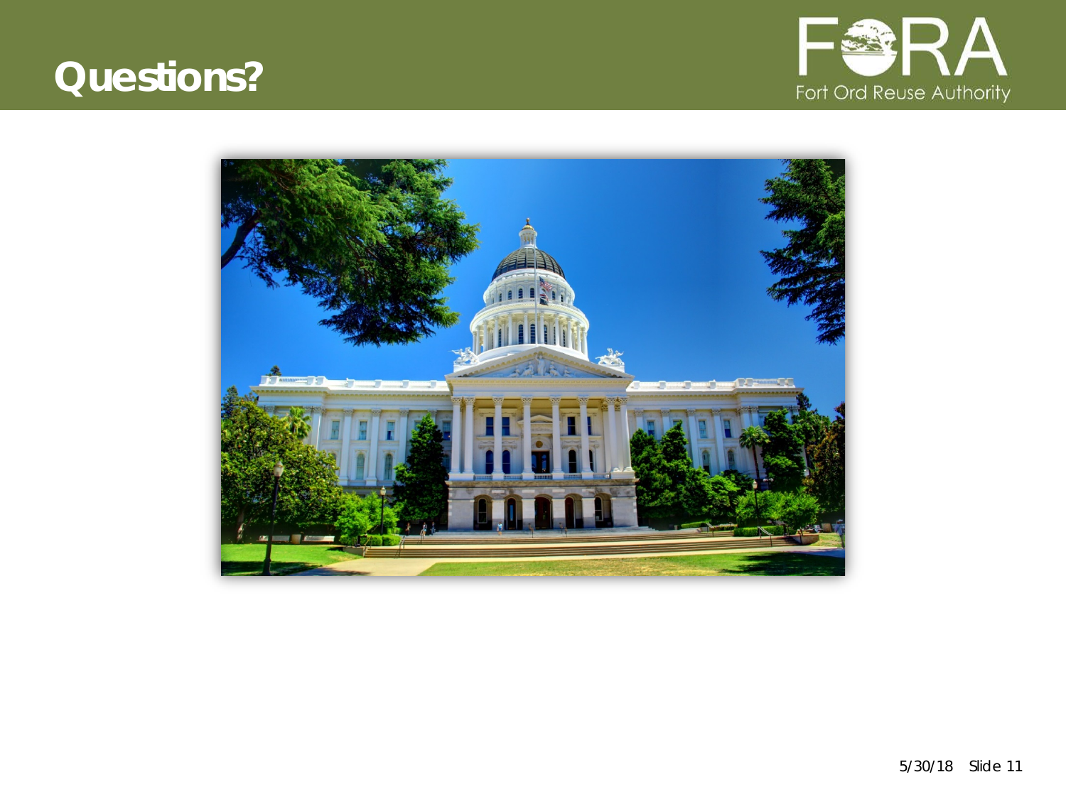# Questions?

FORA
Fort Ord Reuse Authority